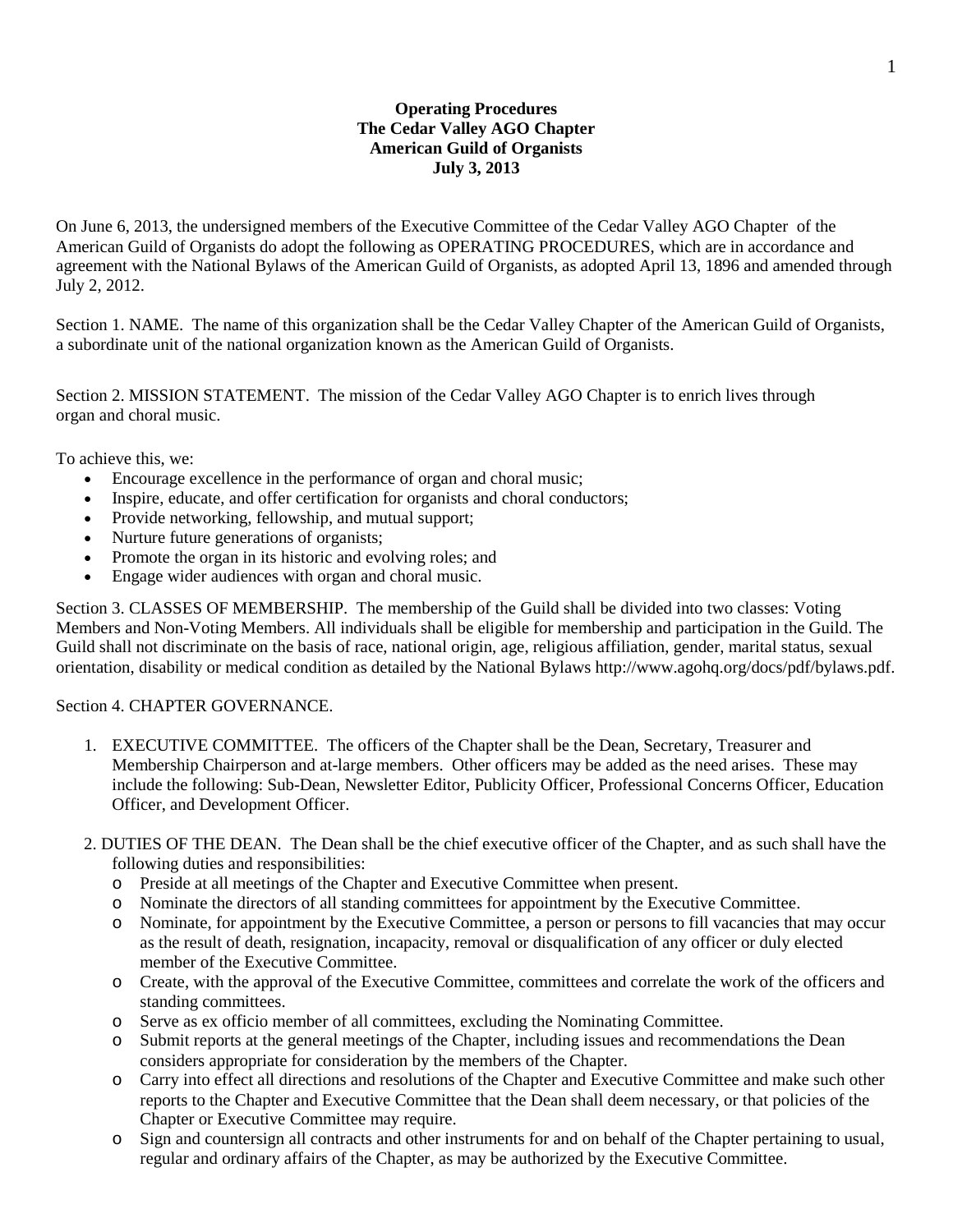**Operating Procedures**
**The Cedar Valley AGO Chapter**
**American Guild of Organists**
**July 3, 2013**

On June 6, 2013, the undersigned members of the Executive Committee of the Cedar Valley AGO Chapter of the American Guild of Organists do adopt the following as OPERATING PROCEDURES, which are in accordance and agreement with the National Bylaws of the American Guild of Organists, as adopted April 13, 1896 and amended through July 2, 2012.

Section 1. NAME. The name of this organization shall be the Cedar Valley Chapter of the American Guild of Organists, a subordinate unit of the national organization known as the American Guild of Organists.

Section 2. MISSION STATEMENT. The mission of the Cedar Valley AGO Chapter is to enrich lives through organ and choral music.

To achieve this, we:

- Encourage excellence in the performance of organ and choral music;
- Inspire, educate, and offer certification for organists and choral conductors;
- Provide networking, fellowship, and mutual support;
- Nurture future generations of organists;
- Promote the organ in its historic and evolving roles; and
- Engage wider audiences with organ and choral music.

Section 3. CLASSES OF MEMBERSHIP. The membership of the Guild shall be divided into two classes: Voting Members and Non-Voting Members. All individuals shall be eligible for membership and participation in the Guild. The Guild shall not discriminate on the basis of race, national origin, age, religious affiliation, gender, marital status, sexual orientation, disability or medical condition as detailed by the National Bylaws http://www.agohq.org/docs/pdf/bylaws.pdf.

Section 4. CHAPTER GOVERNANCE.

1. EXECUTIVE COMMITTEE. The officers of the Chapter shall be the Dean, Secretary, Treasurer and Membership Chairperson and at-large members. Other officers may be added as the need arises. These may include the following: Sub-Dean, Newsletter Editor, Publicity Officer, Professional Concerns Officer, Education Officer, and Development Officer.

2. DUTIES OF THE DEAN. The Dean shall be the chief executive officer of the Chapter, and as such shall have the following duties and responsibilities:
   - Preside at all meetings of the Chapter and Executive Committee when present.
   - Nominate the directors of all standing committees for appointment by the Executive Committee.
   - Nominate, for appointment by the Executive Committee, a person or persons to fill vacancies that may occur as the result of death, resignation, incapacity, removal or disqualification of any officer or duly elected member of the Executive Committee.
   - Create, with the approval of the Executive Committee, committees and correlate the work of the officers and standing committees.
   - Serve as ex officio member of all committees, excluding the Nominating Committee.
   - Submit reports at the general meetings of the Chapter, including issues and recommendations the Dean considers appropriate for consideration by the members of the Chapter.
   - Carry into effect all directions and resolutions of the Chapter and Executive Committee and make such other reports to the Chapter and Executive Committee that the Dean shall deem necessary, or that policies of the Chapter or Executive Committee may require.
   - Sign and countersign all contracts and other instruments for and on behalf of the Chapter pertaining to usual, regular and ordinary affairs of the Chapter, as may be authorized by the Executive Committee.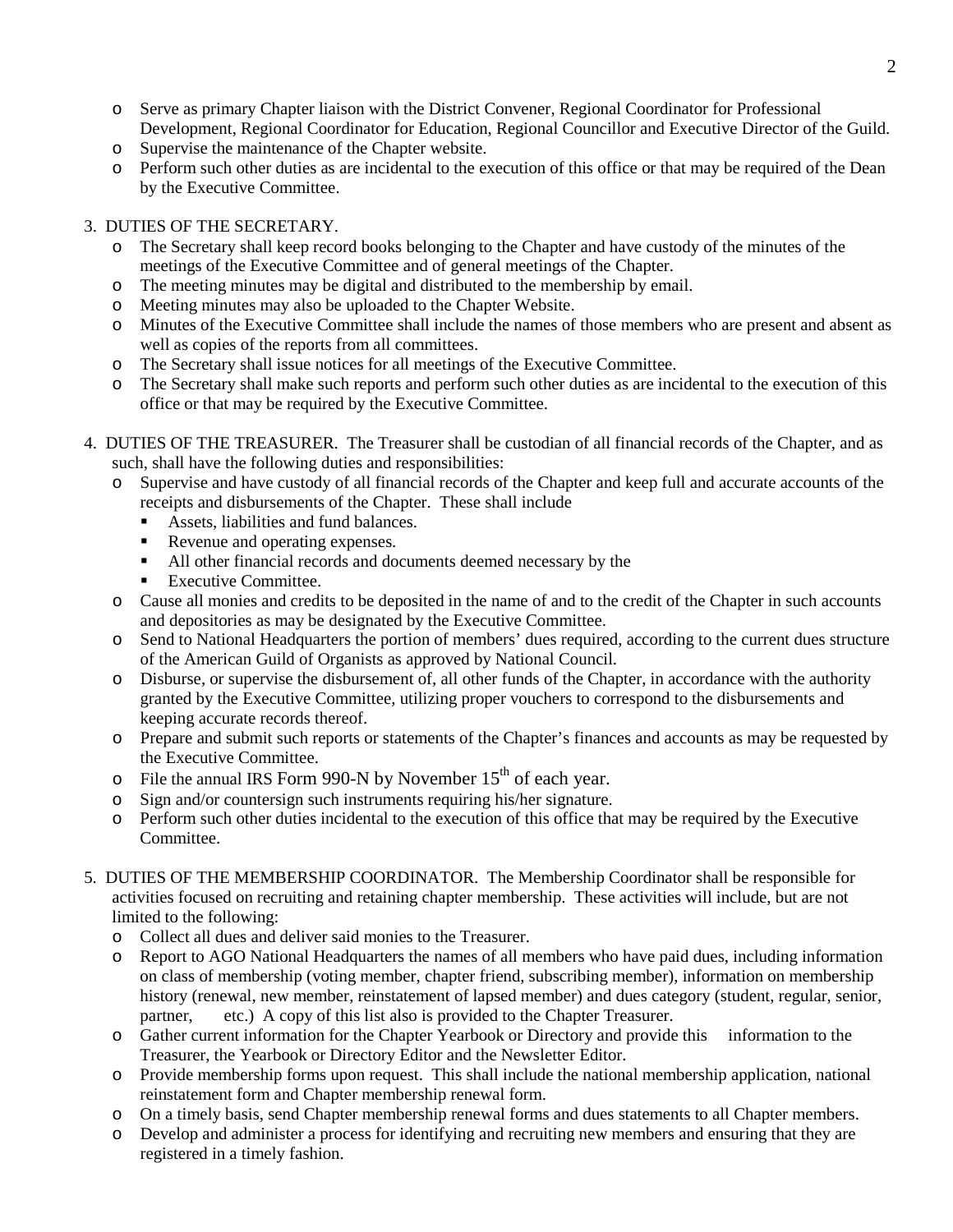- Serve as primary Chapter liaison with the District Convener, Regional Coordinator for Professional Development, Regional Coordinator for Education, Regional Councillor and Executive Director of the Guild.
- Supervise the maintenance of the Chapter website.
- Perform such other duties as are incidental to the execution of this office or that may be required of the Dean by the Executive Committee.

3. DUTIES OF THE SECRETARY.
   - The Secretary shall keep record books belonging to the Chapter and have custody of the minutes of the meetings of the Executive Committee and of general meetings of the Chapter.
   - The meeting minutes may be digital and distributed to the membership by email.
   - Meeting minutes may also be uploaded to the Chapter Website.
   - Minutes of the Executive Committee shall include the names of those members who are present and absent as well as copies of the reports from all committees.
   - The Secretary shall issue notices for all meetings of the Executive Committee.
   - The Secretary shall make such reports and perform such other duties as are incidental to the execution of this office or that may be required by the Executive Committee.

4. DUTIES OF THE TREASURER. The Treasurer shall be custodian of all financial records of the Chapter, and as such, shall have the following duties and responsibilities:
   - Supervise and have custody of all financial records of the Chapter and keep full and accurate accounts of the receipts and disbursements of the Chapter. These shall include
     - Assets, liabilities and fund balances.
     - Revenue and operating expenses.
     - All other financial records and documents deemed necessary by the
     - Executive Committee.
   - Cause all monies and credits to be deposited in the name of and to the credit of the Chapter in such accounts and depositories as may be designated by the Executive Committee.
   - Send to National Headquarters the portion of members' dues required, according to the current dues structure of the American Guild of Organists as approved by National Council.
   - Disburse, or supervise the disbursement of, all other funds of the Chapter, in accordance with the authority granted by the Executive Committee, utilizing proper vouchers to correspond to the disbursements and keeping accurate records thereof.
   - Prepare and submit such reports or statements of the Chapter's finances and accounts as may be requested by the Executive Committee.
   - File the annual IRS Form 990-N by November 15th of each year.
   - Sign and/or countersign such instruments requiring his/her signature.
   - Perform such other duties incidental to the execution of this office that may be required by the Executive Committee.

5. DUTIES OF THE MEMBERSHIP COORDINATOR. The Membership Coordinator shall be responsible for activities focused on recruiting and retaining chapter membership. These activities will include, but are not limited to the following:
   - Collect all dues and deliver said monies to the Treasurer.
   - Report to AGO National Headquarters the names of all members who have paid dues, including information on class of membership (voting member, chapter friend, subscribing member), information on membership history (renewal, new member, reinstatement of lapsed member) and dues category (student, regular, senior, partner, etc.) A copy of this list also is provided to the Chapter Treasurer.
   - Gather current information for the Chapter Yearbook or Directory and provide this information to the Treasurer, the Yearbook or Directory Editor and the Newsletter Editor.
   - Provide membership forms upon request. This shall include the national membership application, national reinstatement form and Chapter membership renewal form.
   - On a timely basis, send Chapter membership renewal forms and dues statements to all Chapter members.
   - Develop and administer a process for identifying and recruiting new members and ensuring that they are registered in a timely fashion.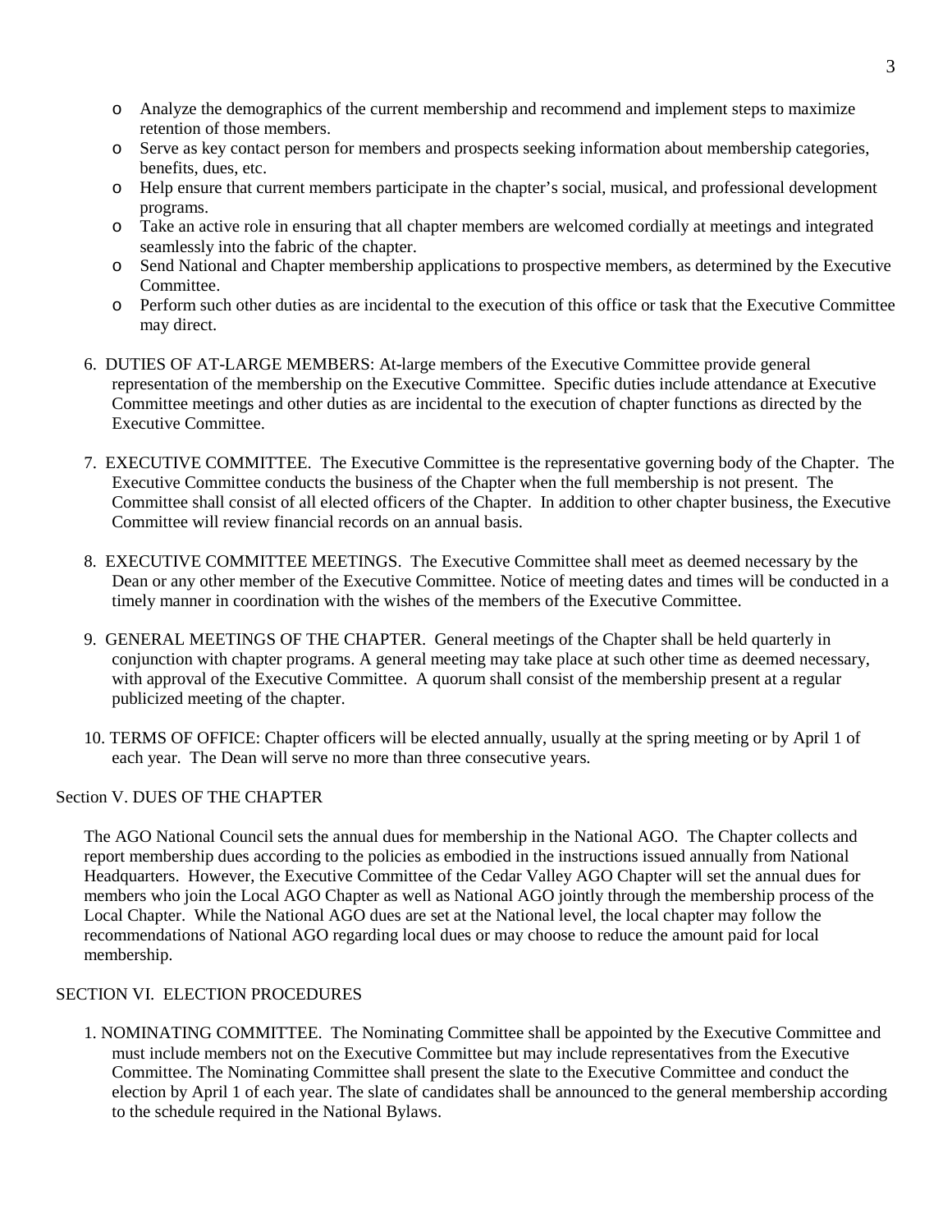- Analyze the demographics of the current membership and recommend and implement steps to maximize retention of those members.
- Serve as key contact person for members and prospects seeking information about membership categories, benefits, dues, etc.
- Help ensure that current members participate in the chapter's social, musical, and professional development programs.
- Take an active role in ensuring that all chapter members are welcomed cordially at meetings and integrated seamlessly into the fabric of the chapter.
- Send National and Chapter membership applications to prospective members, as determined by the Executive Committee.
- Perform such other duties as are incidental to the execution of this office or task that the Executive Committee may direct.

6. DUTIES OF AT-LARGE MEMBERS: At-large members of the Executive Committee provide general representation of the membership on the Executive Committee. Specific duties include attendance at Executive Committee meetings and other duties as are incidental to the execution of chapter functions as directed by the Executive Committee.

7. EXECUTIVE COMMITTEE. The Executive Committee is the representative governing body of the Chapter. The Executive Committee conducts the business of the Chapter when the full membership is not present. The Committee shall consist of all elected officers of the Chapter. In addition to other chapter business, the Executive Committee will review financial records on an annual basis.

8. EXECUTIVE COMMITTEE MEETINGS. The Executive Committee shall meet as deemed necessary by the Dean or any other member of the Executive Committee. Notice of meeting dates and times will be conducted in a timely manner in coordination with the wishes of the members of the Executive Committee.

9. GENERAL MEETINGS OF THE CHAPTER. General meetings of the Chapter shall be held quarterly in conjunction with chapter programs. A general meeting may take place at such other time as deemed necessary, with approval of the Executive Committee. A quorum shall consist of the membership present at a regular publicized meeting of the chapter.

10. TERMS OF OFFICE: Chapter officers will be elected annually, usually at the spring meeting or by April 1 of each year. The Dean will serve no more than three consecutive years.

## Section V. DUES OF THE CHAPTER

The AGO National Council sets the annual dues for membership in the National AGO. The Chapter collects and report membership dues according to the policies as embodied in the instructions issued annually from National Headquarters. However, the Executive Committee of the Cedar Valley AGO Chapter will set the annual dues for members who join the Local AGO Chapter as well as National AGO jointly through the membership process of the Local Chapter. While the National AGO dues are set at the National level, the local chapter may follow the recommendations of National AGO regarding local dues or may choose to reduce the amount paid for local membership.

## SECTION VI. ELECTION PROCEDURES

1. NOMINATING COMMITTEE. The Nominating Committee shall be appointed by the Executive Committee and must include members not on the Executive Committee but may include representatives from the Executive Committee. The Nominating Committee shall present the slate to the Executive Committee and conduct the election by April 1 of each year. The slate of candidates shall be announced to the general membership according to the schedule required in the National Bylaws.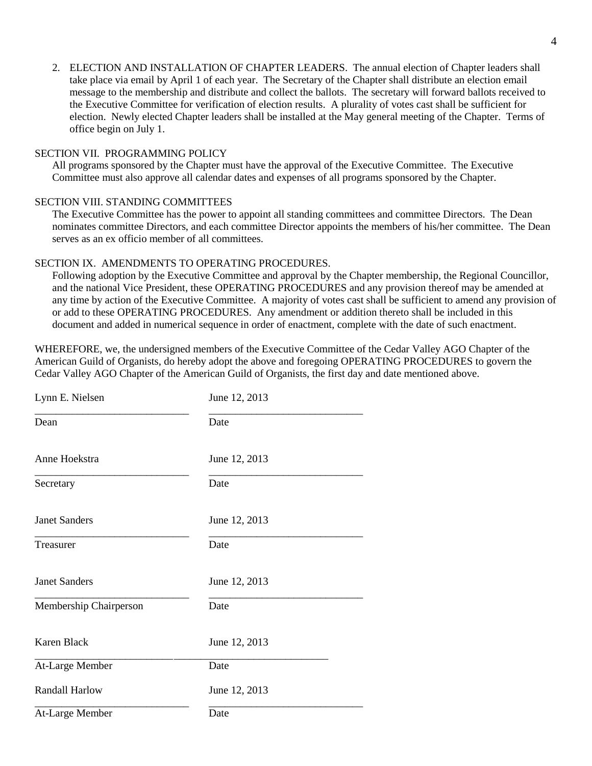2. ELECTION AND INSTALLATION OF CHAPTER LEADERS. The annual election of Chapter leaders shall take place via email by April 1 of each year. The Secretary of the Chapter shall distribute an election email message to the membership and distribute and collect the ballots. The secretary will forward ballots received to the Executive Committee for verification of election results. A plurality of votes cast shall be sufficient for election. Newly elected Chapter leaders shall be installed at the May general meeting of the Chapter. Terms of office begin on July 1.

## SECTION VII. PROGRAMMING POLICY

All programs sponsored by the Chapter must have the approval of the Executive Committee. The Executive Committee must also approve all calendar dates and expenses of all programs sponsored by the Chapter.

## SECTION VIII. STANDING COMMITTEES

The Executive Committee has the power to appoint all standing committees and committee Directors. The Dean nominates committee Directors, and each committee Director appoints the members of his/her committee. The Dean serves as an ex officio member of all committees.

## SECTION IX. AMENDMENTS TO OPERATING PROCEDURES.

Following adoption by the Executive Committee and approval by the Chapter membership, the Regional Councillor, and the national Vice President, these OPERATING PROCEDURES and any provision thereof may be amended at any time by action of the Executive Committee. A majority of votes cast shall be sufficient to amend any provision of or add to these OPERATING PROCEDURES. Any amendment or addition thereto shall be included in this document and added in numerical sequence in order of enactment, complete with the date of such enactment.

WHEREFORE, we, the undersigned members of the Executive Committee of the Cedar Valley AGO Chapter of the American Guild of Organists, do hereby adopt the above and foregoing OPERATING PROCEDURES to govern the Cedar Valley AGO Chapter of the American Guild of Organists, the first day and date mentioned above.

Lynn E. Nielsen — June 12, 2013
______________________________ ______________________________
Dean — Date

Anne Hoekstra — June 12, 2013
______________________________ ______________________________
Secretary — Date

Janet Sanders — June 12, 2013
______________________________ ______________________________
Treasurer — Date

Janet Sanders — June 12, 2013
______________________________ ______________________________
Membership Chairperson — Date

Karen Black — June 12, 2013
______________________________ ______________________________
At-Large Member — Date

Randall Harlow — June 12, 2013
______________________________ ______________________________
At-Large Member — Date